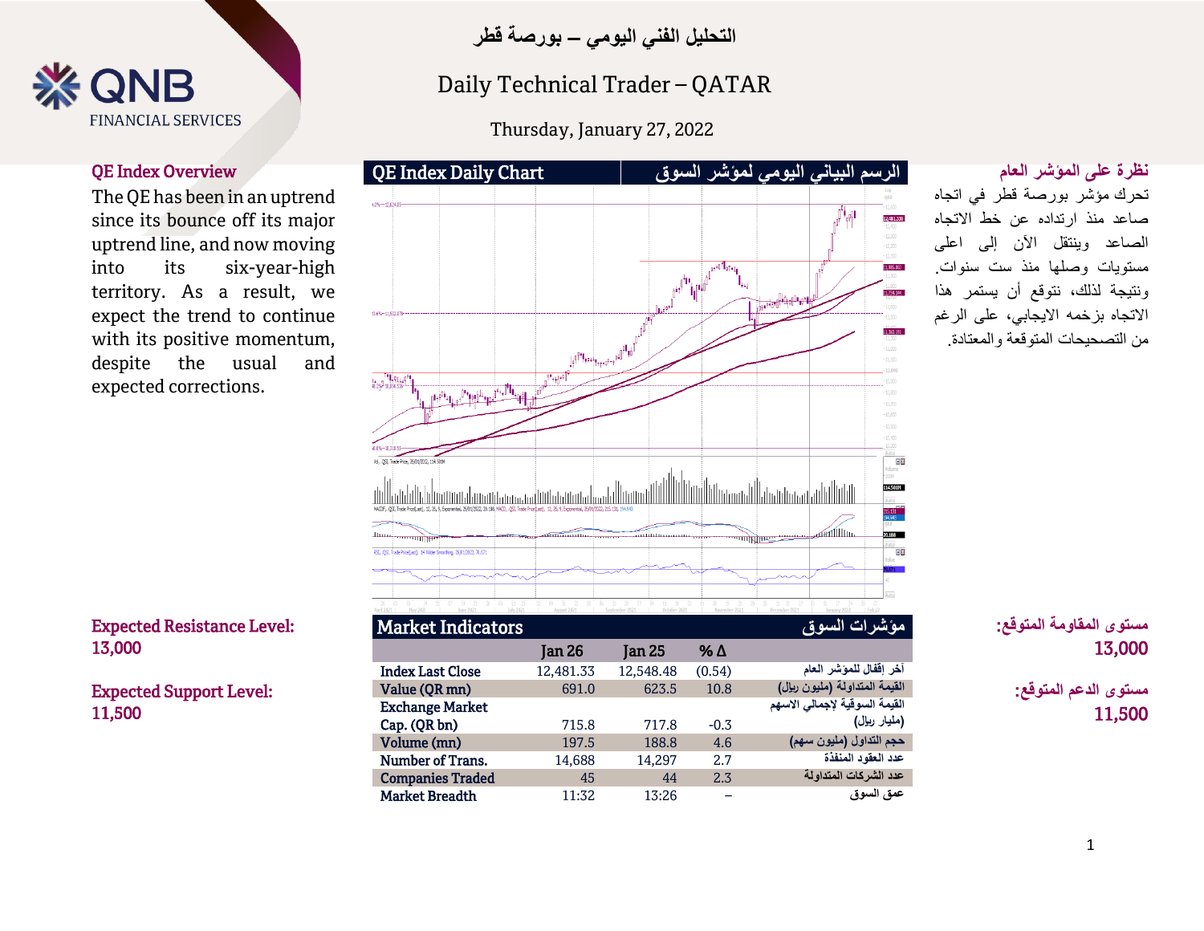# التحليل الفني اليومي – بورصة قطر

# Daily Technical Trader – QATAR

Thursday, January 27, 2022

## QE Index Overview

The QE has been in an uptrend since its bounce off its major uptrend line, and now moving into its six-year-high territory. As a result, we expect the trend to continue with its positive momentum, despite the usual and expected corrections.

## نظرة على المؤشر العام

تحرك مؤشر بورصة قطر في اتجاه صاعد منذ ارتداده عن خط الاتجاه الصاعد وينتقل الآن إلى اعلى مستويات وصلها منذ ست سنوات. ونتيجة لذلك، نتوقع أن يستمر هذا الاتجاه بزخمه الايجابي، على الرغم من التصحيحات المتوقعة والمعتادة.

## QE Index Daily Chart | الرسم البياني اليومي لمؤشر السوق

**Expected Resistance Level:** 13,000

**Expected Support Level:** 11,500

**مستوى المقاومة المتوقع:** 13,000

**مستوى الدعم المتوقع:** 11,500

## Market Indicators | مؤشرات السوق

| | Jan 26 | Jan 25 | % Δ | |
|---|---|---|---|---|
| Index Last Close | 12,481.33 | 12,548.48 | (0.54) | آخر إقفال للمؤشر العام |
| Value (QR mn) | 691.0 | 623.5 | 10.8 | القيمة المتداولة (مليون ريال) |
| Exchange Market Cap. (QR bn) | 715.8 | 717.8 | -0.3 | القيمة السوقية لإجمالي الاسهم (مليار ريال) |
| Volume (mn) | 197.5 | 188.8 | 4.6 | حجم التداول (مليون سهم) |
| Number of Trans. | 14,688 | 14,297 | 2.7 | عدد العقود المنفذة |
| Companies Traded | 45 | 44 | 2.3 | عدد الشركات المتداولة |
| Market Breadth | 11:32 | 13:26 | – | عمق السوق |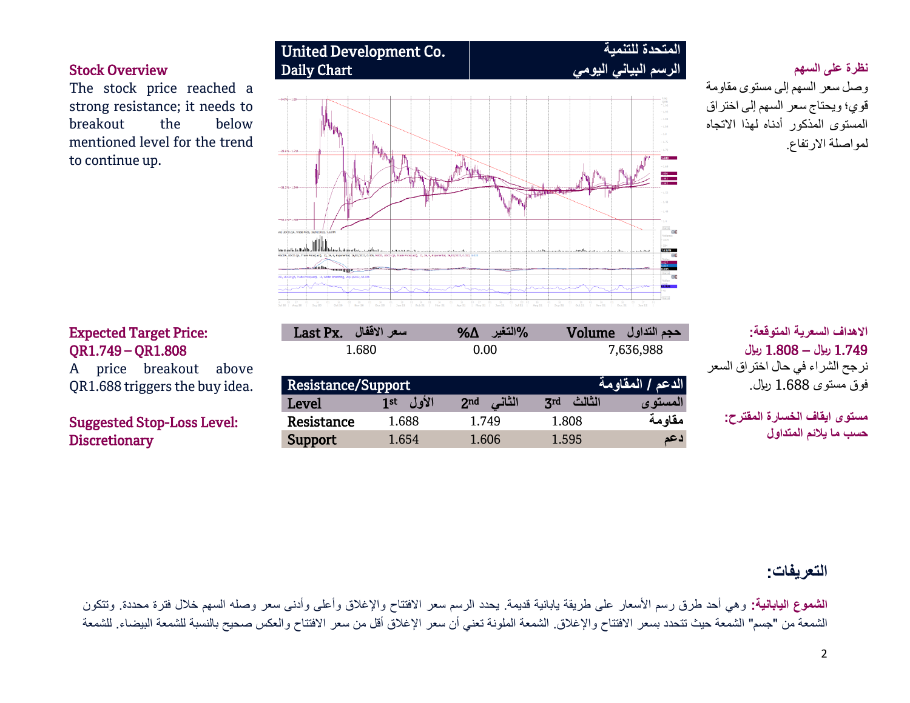## United Development Co. | المتحدة للتنمية

**Daily Chart | الرسم البياني اليومي**

### Stock Overview

The stock price reached a strong resistance; it needs to breakout the below mentioned level for the trend to continue up.

### نظرة على السهم

وصل سعر السهم إلى مستوى مقاومة قوي؛ ويحتاج سعر السهم إلى اختراق المستوى المذكور أدناه لهذا الاتجاه لمواصلة الارتفاع.

| Last Px. سعر الاقفال | %Δ التغير% | Volume حجم التداول |
|---|---|---|
| 1.680 | 0.00 | 7,636,988 |

### Expected Target Price:
### QR1.749 – QR1.808

A price breakout above QR1.688 triggers the buy idea.

### Suggested Stop-Loss Level:
### Discretionary

### الاهداف السعرية المتوقعة:
### 1.749 ريال – 1.808 ريال

نرجح الشراء في حال اختراق السعر فوق مستوى 1.688 ريال.

### مستوى ايقاف الخسارة المقترح:
### حسب ما يلائم المتداول

| Resistance/Support | | | الدعم / المقاومة |
|---|---|---|---|
| Level | 1st الأول | 2nd الثاني | 3rd الثالث المستوى |
| Resistance | 1.688 | 1.749 | 1.808 مقاومة |
| Support | 1.654 | 1.606 | 1.595 دعم |

## التعريفات:

**الشموع اليابانية:** وهي أحد طرق رسم الأسعار على طريقة يابانية قديمة. يحدد الرسم سعر الافتتاح والإغلاق وأعلى وأدنى سعر وصله السهم خلال فترة محددة. وتتكون الشمعة من "جسم" الشمعة حيث تتحدد بسعر الافتتاح والإغلاق. الشمعة الملونة تعني أن سعر الإغلاق أقل من سعر الافتتاح والعكس صحيح بالنسبة للشمعة البيضاء. للشمعة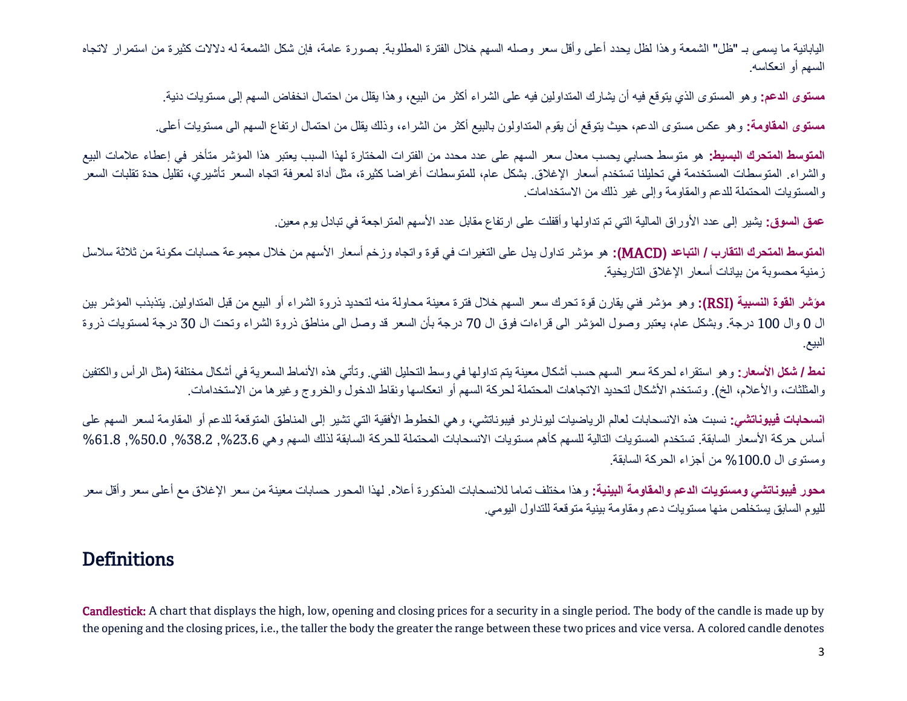اليابانية ما يسمى بـ "ظل" الشمعة وهذا لظل يحدد أعلى وأقل سعر وصله السهم خلال الفترة المطلوبة. بصورة عامة، فإن شكل الشمعة له دلالات كثيرة من استمرار لاتجاه السهم أو انعكاسه.

**مستوى الدعم:** وهو المستوى الذي يتوقع فيه أن يشارك المتداولين فيه على الشراء أكثر من البيع، وهذا يقلل من احتمال انخفاض السهم إلى مستويات دنية.

**مستوى المقاومة:** وهو عكس مستوى الدعم، حيث يتوقع أن يقوم المتداولون بالبيع أكثر من الشراء، وذلك يقلل من احتمال ارتفاع السهم الى مستويات أعلى.

**المتوسط المتحرك البسيط:** هو متوسط حسابي يحسب معدل سعر السهم على عدد محدد من الفترات المختارة لهذا السبب يعتبر هذا المؤشر متأخر في إعطاء علامات البيع والشراء. المتوسطات المستخدمة في تحليلنا تستخدم أسعار الإغلاق. بشكل عام، للمتوسطات أغراضا كثيرة، مثل أداة لمعرفة اتجاه السعر تأشيري، تقليل حدة تقلبات السعر والمستويات المحتملة للدعم والمقاومة وإلى غير ذلك من الاستخدامات.

**عمق السوق:** يشير إلى عدد الأوراق المالية التي تم تداولها وأقفلت على ارتفاع مقابل عدد الأسهم المتراجعة في تبادل يوم معين.

**المتوسط المتحرك التقارب / التباعد (MACD):** هو مؤشر تداول يدل على التغيرات في قوة واتجاه وزخم أسعار الأسهم من خلال مجموعة حسابات مكونة من ثلاثة سلاسل زمنية محسوبة من بيانات أسعار الإغلاق التاريخية.

**مؤشر القوة النسبية (RSI):** وهو مؤشر فني يقارن قوة تحرك سعر السهم خلال فترة معينة محاولة منه لتحديد ذروة الشراء أو البيع من قبل المتداولين. يتذبذب المؤشر بين ال 0 وال 100 درجة. وبشكل عام، يعتبر وصول المؤشر الى قراءات فوق ال 70 درجة بأن السعر قد وصل الى مناطق ذروة الشراء وتحت ال 30 درجة لمستويات ذروة البيع.

**نمط / شكل الأسعار:** وهو استقراء لحركة سعر السهم حسب أشكال معينة يتم تداولها في وسط التحليل الفني. وتأتي هذه الأنماط السعرية في أشكال مختلفة (مثل الرأس والكتفين والمثلثات، والأعلام، الخ). وتستخدم الأشكال لتحديد الاتجاهات المحتملة لحركة السهم أو انعكاسها ونقاط الدخول والخروج وغيرها من الاستخدامات.

**انسحابات فيبوناتشي:** نسبت هذه الانسحابات لعالم الرياضيات ليوناردو فيبوناتشي، وهي الخطوط الأفقية التي تشير إلى المناطق المتوقعة للدعم أو المقاومة لسعر السهم على أساس حركة الأسعار السابقة. تستخدم المستويات التالية للسهم كأهم مستويات الانسحابات المحتملة للحركة السابقة لذلك السهم وهي 23.6%, 38.2%, 50.0%, 61.8% ومستوى ال 100.0% من أجزاء الحركة السابقة.

**محور فيبوناتشي ومستويات الدعم والمقاومة البينية:** وهذا مختلف تماما للانسحابات المذكورة أعلاه. لهذا المحور حسابات معينة من سعر الإغلاق مع أعلى سعر وأقل سعر لليوم السابق يستخلص منها مستويات دعم ومقاومة بينية متوقعة للتداول اليومي.

## Definitions

**Candlestick:** A chart that displays the high, low, opening and closing prices for a security in a single period. The body of the candle is made up by the opening and the closing prices, i.e., the taller the body the greater the range between these two prices and vice versa. A colored candle denotes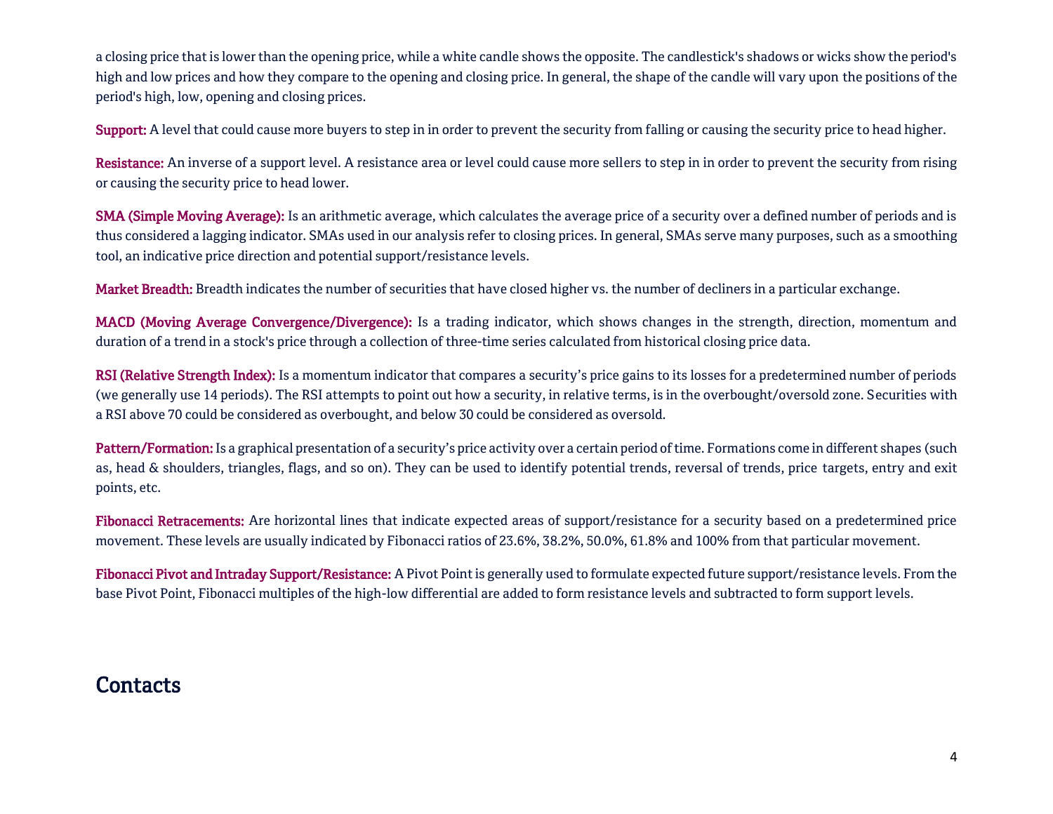a closing price that is lower than the opening price, while a white candle shows the opposite. The candlestick's shadows or wicks show the period's high and low prices and how they compare to the opening and closing price. In general, the shape of the candle will vary upon the positions of the period's high, low, opening and closing prices.

**Support:** A level that could cause more buyers to step in in order to prevent the security from falling or causing the security price to head higher.

**Resistance:** An inverse of a support level. A resistance area or level could cause more sellers to step in in order to prevent the security from rising or causing the security price to head lower.

**SMA (Simple Moving Average):** Is an arithmetic average, which calculates the average price of a security over a defined number of periods and is thus considered a lagging indicator. SMAs used in our analysis refer to closing prices. In general, SMAs serve many purposes, such as a smoothing tool, an indicative price direction and potential support/resistance levels.

**Market Breadth:** Breadth indicates the number of securities that have closed higher vs. the number of decliners in a particular exchange.

**MACD (Moving Average Convergence/Divergence):** Is a trading indicator, which shows changes in the strength, direction, momentum and duration of a trend in a stock's price through a collection of three-time series calculated from historical closing price data.

**RSI (Relative Strength Index):** Is a momentum indicator that compares a security's price gains to its losses for a predetermined number of periods (we generally use 14 periods). The RSI attempts to point out how a security, in relative terms, is in the overbought/oversold zone. Securities with a RSI above 70 could be considered as overbought, and below 30 could be considered as oversold.

**Pattern/Formation:** Is a graphical presentation of a security's price activity over a certain period of time. Formations come in different shapes (such as, head & shoulders, triangles, flags, and so on). They can be used to identify potential trends, reversal of trends, price targets, entry and exit points, etc.

**Fibonacci Retracements:** Are horizontal lines that indicate expected areas of support/resistance for a security based on a predetermined price movement. These levels are usually indicated by Fibonacci ratios of 23.6%, 38.2%, 50.0%, 61.8% and 100% from that particular movement.

**Fibonacci Pivot and Intraday Support/Resistance:** A Pivot Point is generally used to formulate expected future support/resistance levels. From the base Pivot Point, Fibonacci multiples of the high-low differential are added to form resistance levels and subtracted to form support levels.

## Contacts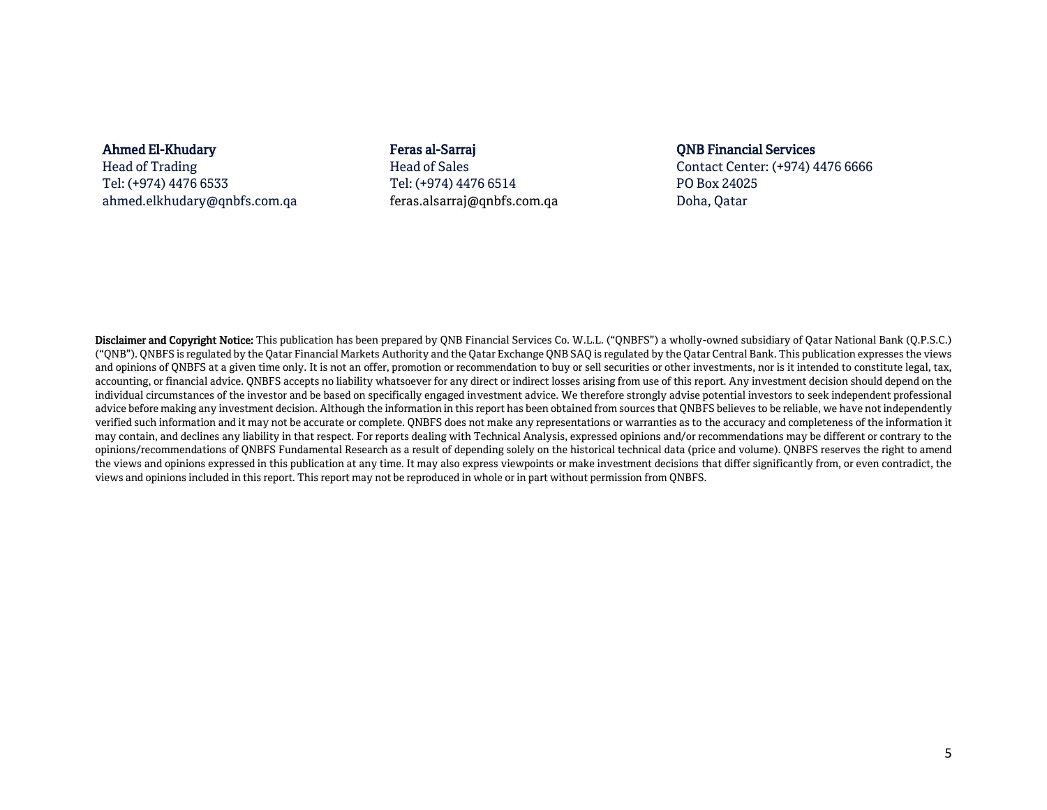**Ahmed El-Khudary**
Head of Trading
Tel: (+974) 4476 6533
ahmed.elkhudary@qnbfs.com.qa

**Feras al-Sarraj**
Head of Sales
Tel: (+974) 4476 6514
feras.alsarraj@qnbfs.com.qa

**QNB Financial Services**
Contact Center: (+974) 4476 6666
PO Box 24025
Doha, Qatar

**Disclaimer and Copyright Notice:** This publication has been prepared by QNB Financial Services Co. W.L.L. ("QNBFS") a wholly-owned subsidiary of Qatar National Bank (Q.P.S.C.) ("QNB"). QNBFS is regulated by the Qatar Financial Markets Authority and the Qatar Exchange QNB SAQ is regulated by the Qatar Central Bank. This publication expresses the views and opinions of QNBFS at a given time only. It is not an offer, promotion or recommendation to buy or sell securities or other investments, nor is it intended to constitute legal, tax, accounting, or financial advice. QNBFS accepts no liability whatsoever for any direct or indirect losses arising from use of this report. Any investment decision should depend on the individual circumstances of the investor and be based on specifically engaged investment advice. We therefore strongly advise potential investors to seek independent professional advice before making any investment decision. Although the information in this report has been obtained from sources that QNBFS believes to be reliable, we have not independently verified such information and it may not be accurate or complete. QNBFS does not make any representations or warranties as to the accuracy and completeness of the information it may contain, and declines any liability in that respect. For reports dealing with Technical Analysis, expressed opinions and/or recommendations may be different or contrary to the opinions/recommendations of QNBFS Fundamental Research as a result of depending solely on the historical technical data (price and volume). QNBFS reserves the right to amend the views and opinions expressed in this publication at any time. It may also express viewpoints or make investment decisions that differ significantly from, or even contradict, the views and opinions included in this report. This report may not be reproduced in whole or in part without permission from QNBFS.